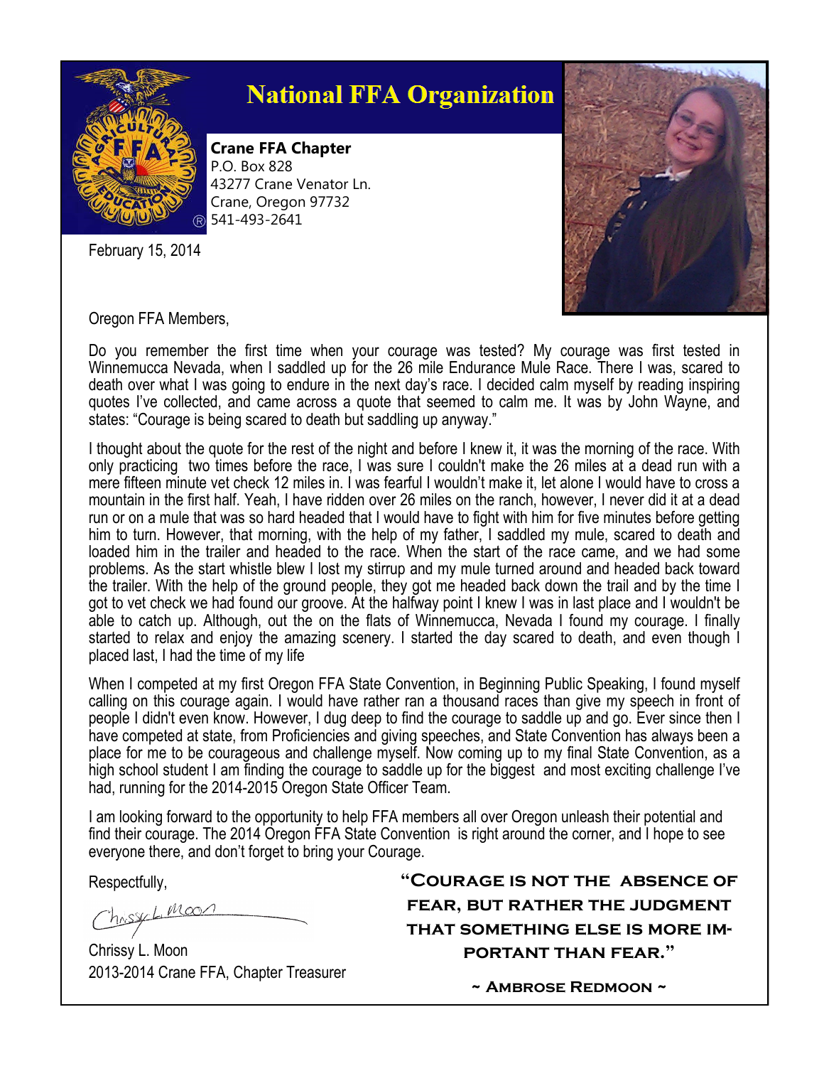# National FFA Organization

**Crane FFA Chapter**
P.O. Box 828
43277 Crane Venator Ln.
Crane, Oregon 97732
541-493-2641

February 15, 2014

Oregon FFA Members,

Do you remember the first time when your courage was tested? My courage was first tested in Winnemucca Nevada, when I saddled up for the 26 mile Endurance Mule Race. There I was, scared to death over what I was going to endure in the next day's race. I decided calm myself by reading inspiring quotes I've collected, and came across a quote that seemed to calm me. It was by John Wayne, and states: "Courage is being scared to death but saddling up anyway."

I thought about the quote for the rest of the night and before I knew it, it was the morning of the race. With only practicing two times before the race, I was sure I couldn't make the 26 miles at a dead run with a mere fifteen minute vet check 12 miles in. I was fearful I wouldn't make it, let alone I would have to cross a mountain in the first half. Yeah, I have ridden over 26 miles on the ranch, however, I never did it at a dead run or on a mule that was so hard headed that I would have to fight with him for five minutes before getting him to turn. However, that morning, with the help of my father, I saddled my mule, scared to death and loaded him in the trailer and headed to the race. When the start of the race came, and we had some problems. As the start whistle blew I lost my stirrup and my mule turned around and headed back toward the trailer. With the help of the ground people, they got me headed back down the trail and by the time I got to vet check we had found our groove. At the halfway point I knew I was in last place and I wouldn't be able to catch up. Although, out the on the flats of Winnemucca, Nevada I found my courage. I finally started to relax and enjoy the amazing scenery. I started the day scared to death, and even though I placed last, I had the time of my life

When I competed at my first Oregon FFA State Convention, in Beginning Public Speaking, I found myself calling on this courage again. I would have rather ran a thousand races than give my speech in front of people I didn't even know. However, I dug deep to find the courage to saddle up and go. Ever since then I have competed at state, from Proficiencies and giving speeches, and State Convention has always been a place for me to be courageous and challenge myself. Now coming up to my final State Convention, as a high school student I am finding the courage to saddle up for the biggest and most exciting challenge I've had, running for the 2014-2015 Oregon State Officer Team.

I am looking forward to the opportunity to help FFA members all over Oregon unleash their potential and find their courage. The 2014 Oregon FFA State Convention is right around the corner, and I hope to see everyone there, and don't forget to bring your Courage.

Respectfully,

Chrissy L. Moon

Chrissy L. Moon
2013-2014 Crane FFA, Chapter Treasurer

**"Courage is not the absence of fear, but rather the judgment that something else is more important than fear."**

**~ Ambrose Redmoon ~**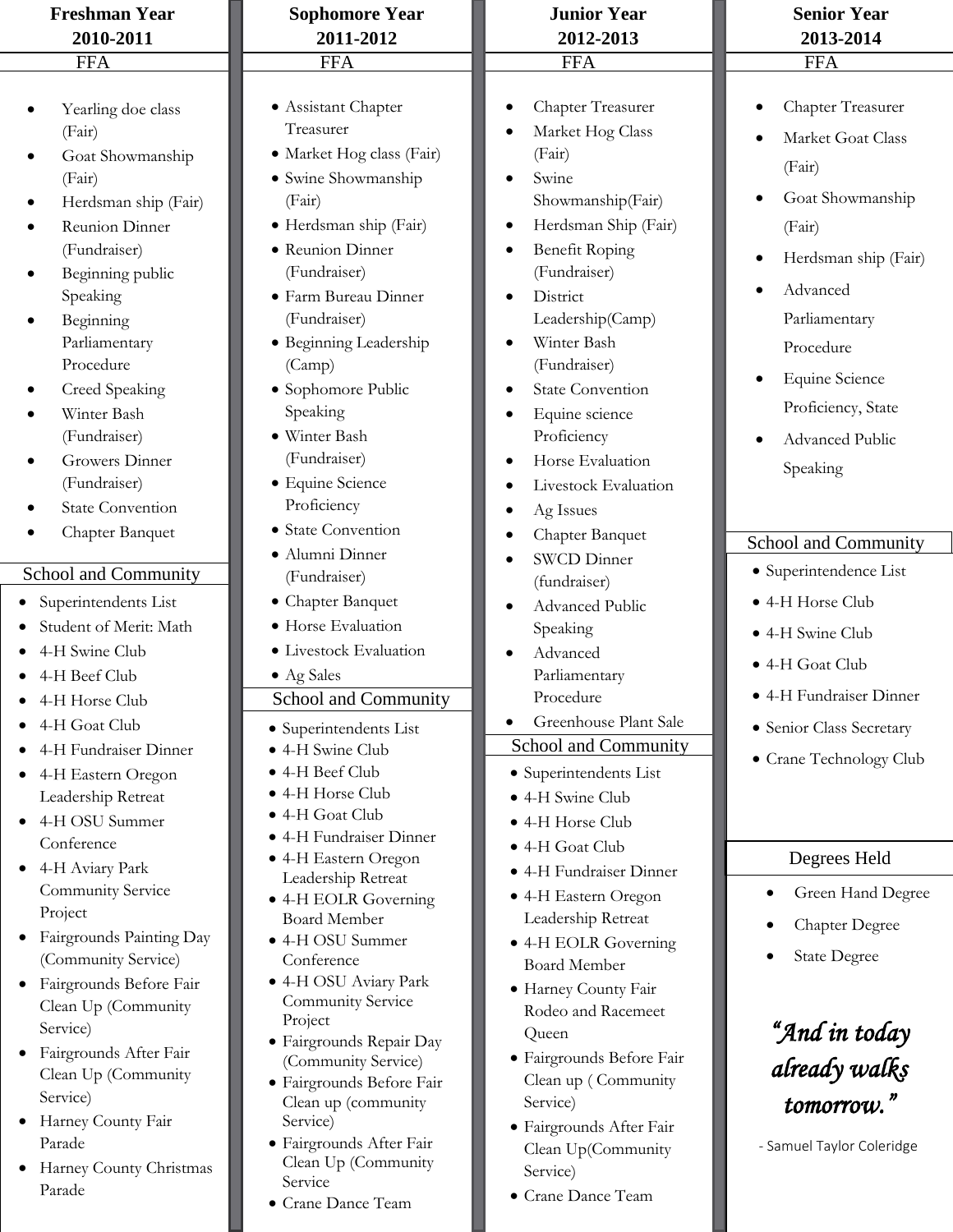## Freshman Year 2010-2011

### FFA

- Yearling doe class (Fair)
- Goat Showmanship (Fair)
- Herdsman ship (Fair)
- Reunion Dinner (Fundraiser)
- Beginning public Speaking
- Beginning Parliamentary Procedure
- Creed Speaking
- Winter Bash (Fundraiser)
- Growers Dinner (Fundraiser)
- State Convention
- Chapter Banquet

### School and Community

- Superintendents List
- Student of Merit: Math
- 4-H Swine Club
- 4-H Beef Club
- 4-H Horse Club
- 4-H Goat Club
- 4-H Fundraiser Dinner
- 4-H Eastern Oregon Leadership Retreat
- 4-H OSU Summer Conference
- 4-H Aviary Park Community Service Project
- Fairgrounds Painting Day (Community Service)
- Fairgrounds Before Fair Clean Up (Community Service)
- Fairgrounds After Fair Clean Up (Community Service)
- Harney County Fair Parade
- Harney County Christmas Parade

## Sophomore Year 2011-2012

### FFA

- Assistant Chapter Treasurer
- Market Hog class (Fair)
- Swine Showmanship (Fair)
- Herdsman ship (Fair)
- Reunion Dinner (Fundraiser)
- Farm Bureau Dinner (Fundraiser)
- Beginning Leadership (Camp)
- Sophomore Public Speaking
- Winter Bash (Fundraiser)
- Equine Science Proficiency
- State Convention
- Alumni Dinner (Fundraiser)
- Chapter Banquet
- Horse Evaluation
- Livestock Evaluation
- Ag Sales

### School and Community

- Superintendents List
- 4-H Swine Club
- 4-H Beef Club
- 4-H Horse Club
- 4-H Goat Club
- 4-H Fundraiser Dinner
- 4-H Eastern Oregon Leadership Retreat
- 4-H EOLR Governing Board Member
- 4-H OSU Summer Conference
- 4-H OSU Aviary Park Community Service Project
- Fairgrounds Repair Day (Community Service)
- Fairgrounds Before Fair Clean up (community Service)
- Fairgrounds After Fair Clean Up (Community Service
- Crane Dance Team

## Junior Year 2012-2013

### FFA

- Chapter Treasurer
- Market Hog Class (Fair)
- Swine Showmanship(Fair)
- Herdsman Ship (Fair)
- Benefit Roping (Fundraiser)
- District Leadership(Camp)
- Winter Bash (Fundraiser)
- State Convention
- Equine science Proficiency
- Horse Evaluation
- Livestock Evaluation
- Ag Issues
- Chapter Banquet
- SWCD Dinner (fundraiser)
- Advanced Public Speaking
- Advanced Parliamentary Procedure
- Greenhouse Plant Sale

### School and Community

- Superintendents List
- 4-H Swine Club
- 4-H Horse Club
- 4-H Goat Club
- 4-H Fundraiser Dinner
- 4-H Eastern Oregon Leadership Retreat
- 4-H EOLR Governing Board Member
- Harney County Fair Rodeo and Racemeet Queen
- Fairgrounds Before Fair Clean up ( Community Service)
- Fairgrounds After Fair Clean Up(Community Service)
- Crane Dance Team

## Senior Year 2013-2014

### FFA

- Chapter Treasurer
- Market Goat Class (Fair)
- Goat Showmanship (Fair)
- Herdsman ship (Fair)
- Advanced Parliamentary Procedure
- Equine Science Proficiency, State
- Advanced Public Speaking

### School and Community

- Superintendence List
- 4-H Horse Club
- 4-H Swine Club
- 4-H Goat Club
- 4-H Fundraiser Dinner
- Senior Class Secretary
- Crane Technology Club

### Degrees Held

- Green Hand Degree
- Chapter Degree
- State Degree

*"And in today already walks tomorrow."*

- Samuel Taylor Coleridge